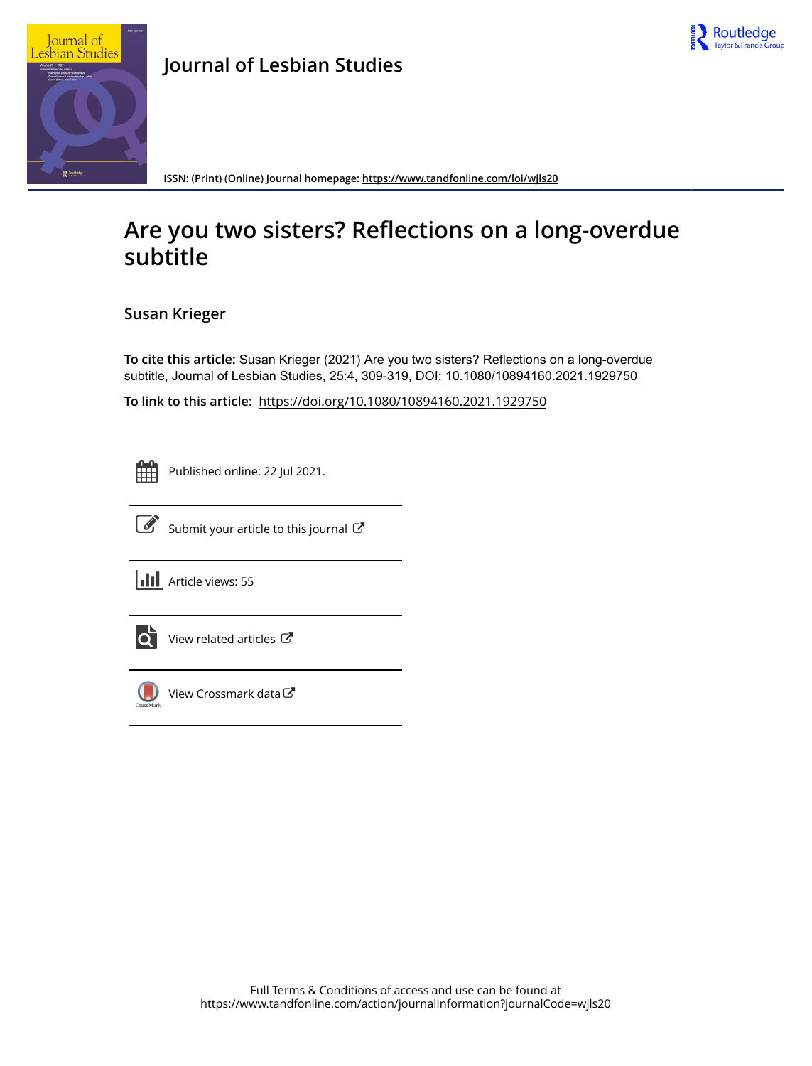Journal of Lesbian Studies

ISSN: (Print) (Online) Journal homepage: https://www.tandfonline.com/loi/wjls20

# Are you two sisters? Reflections on a long-overdue subtitle

**Susan Krieger**

**To cite this article:** Susan Krieger (2021) Are you two sisters? Reflections on a long-overdue subtitle, Journal of Lesbian Studies, 25:4, 309-319, DOI: 10.1080/10894160.2021.1929750

**To link to this article:** https://doi.org/10.1080/10894160.2021.1929750

Published online: 22 Jul 2021.

Submit your article to this journal

Article views: 55

View related articles

View Crossmark data

Full Terms & Conditions of access and use can be found at
https://www.tandfonline.com/action/journalInformation?journalCode=wjls20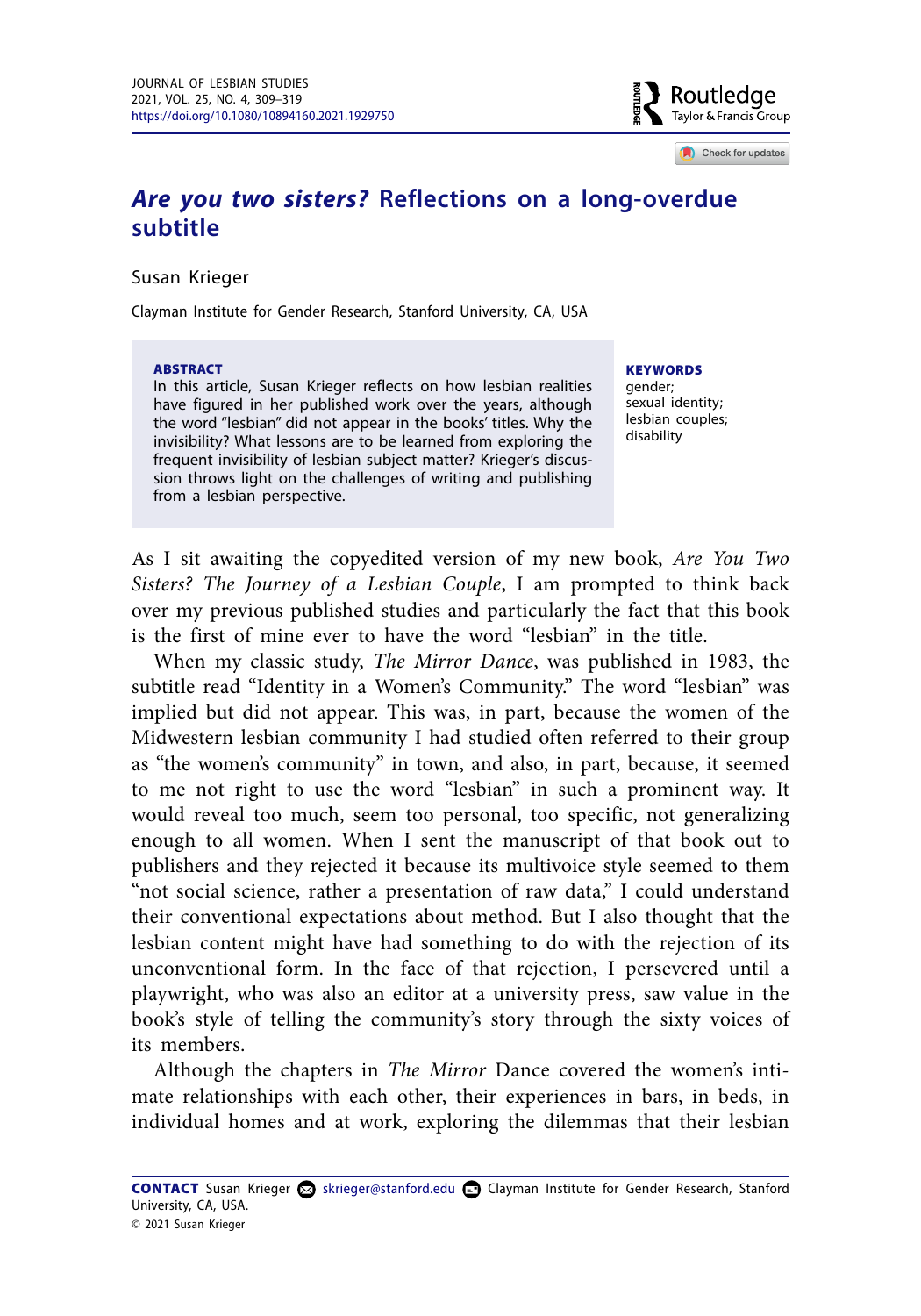# *Are you two sisters?* Reflections on a long-overdue subtitle

Susan Krieger

Clayman Institute for Gender Research, Stanford University, CA, USA

**ABSTRACT**

In this article, Susan Krieger reflects on how lesbian realities have figured in her published work over the years, although the word "lesbian" did not appear in the books' titles. Why the invisibility? What lessons are to be learned from exploring the frequent invisibility of lesbian subject matter? Krieger's discussion throws light on the challenges of writing and publishing from a lesbian perspective.

**KEYWORDS**

gender; sexual identity; lesbian couples; disability

As I sit awaiting the copyedited version of my new book, *Are You Two Sisters? The Journey of a Lesbian Couple*, I am prompted to think back over my previous published studies and particularly the fact that this book is the first of mine ever to have the word "lesbian" in the title.

When my classic study, *The Mirror Dance*, was published in 1983, the subtitle read "Identity in a Women's Community." The word "lesbian" was implied but did not appear. This was, in part, because the women of the Midwestern lesbian community I had studied often referred to their group as "the women's community" in town, and also, in part, because, it seemed to me not right to use the word "lesbian" in such a prominent way. It would reveal too much, seem too personal, too specific, not generalizing enough to all women. When I sent the manuscript of that book out to publishers and they rejected it because its multivoice style seemed to them "not social science, rather a presentation of raw data," I could understand their conventional expectations about method. But I also thought that the lesbian content might have had something to do with the rejection of its unconventional form. In the face of that rejection, I persevered until a playwright, who was also an editor at a university press, saw value in the book's style of telling the community's story through the sixty voices of its members.

Although the chapters in *The Mirror* Dance covered the women's intimate relationships with each other, their experiences in bars, in beds, in individual homes and at work, exploring the dilemmas that their lesbian

**CONTACT** Susan Krieger skrieger@stanford.edu Clayman Institute for Gender Research, Stanford University, CA, USA.

© 2021 Susan Krieger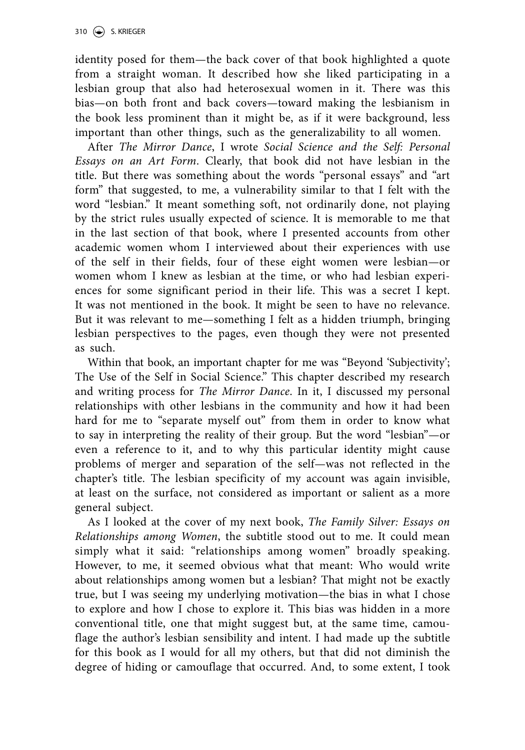identity posed for them—the back cover of that book highlighted a quote from a straight woman. It described how she liked participating in a lesbian group that also had heterosexual women in it. There was this bias—on both front and back covers—toward making the lesbianism in the book less prominent than it might be, as if it were background, less important than other things, such as the generalizability to all women.

After *The Mirror Dance*, I wrote *Social Science and the Self: Personal Essays on an Art Form*. Clearly, that book did not have lesbian in the title. But there was something about the words "personal essays" and "art form" that suggested, to me, a vulnerability similar to that I felt with the word "lesbian." It meant something soft, not ordinarily done, not playing by the strict rules usually expected of science. It is memorable to me that in the last section of that book, where I presented accounts from other academic women whom I interviewed about their experiences with use of the self in their fields, four of these eight women were lesbian—or women whom I knew as lesbian at the time, or who had lesbian experiences for some significant period in their life. This was a secret I kept. It was not mentioned in the book. It might be seen to have no relevance. But it was relevant to me—something I felt as a hidden triumph, bringing lesbian perspectives to the pages, even though they were not presented as such.

Within that book, an important chapter for me was "Beyond 'Subjectivity'; The Use of the Self in Social Science." This chapter described my research and writing process for *The Mirror Dance*. In it, I discussed my personal relationships with other lesbians in the community and how it had been hard for me to "separate myself out" from them in order to know what to say in interpreting the reality of their group. But the word "lesbian"—or even a reference to it, and to why this particular identity might cause problems of merger and separation of the self—was not reflected in the chapter's title. The lesbian specificity of my account was again invisible, at least on the surface, not considered as important or salient as a more general subject.

As I looked at the cover of my next book, *The Family Silver: Essays on Relationships among Women*, the subtitle stood out to me. It could mean simply what it said: "relationships among women" broadly speaking. However, to me, it seemed obvious what that meant: Who would write about relationships among women but a lesbian? That might not be exactly true, but I was seeing my underlying motivation—the bias in what I chose to explore and how I chose to explore it. This bias was hidden in a more conventional title, one that might suggest but, at the same time, camouflage the author's lesbian sensibility and intent. I had made up the subtitle for this book as I would for all my others, but that did not diminish the degree of hiding or camouflage that occurred. And, to some extent, I took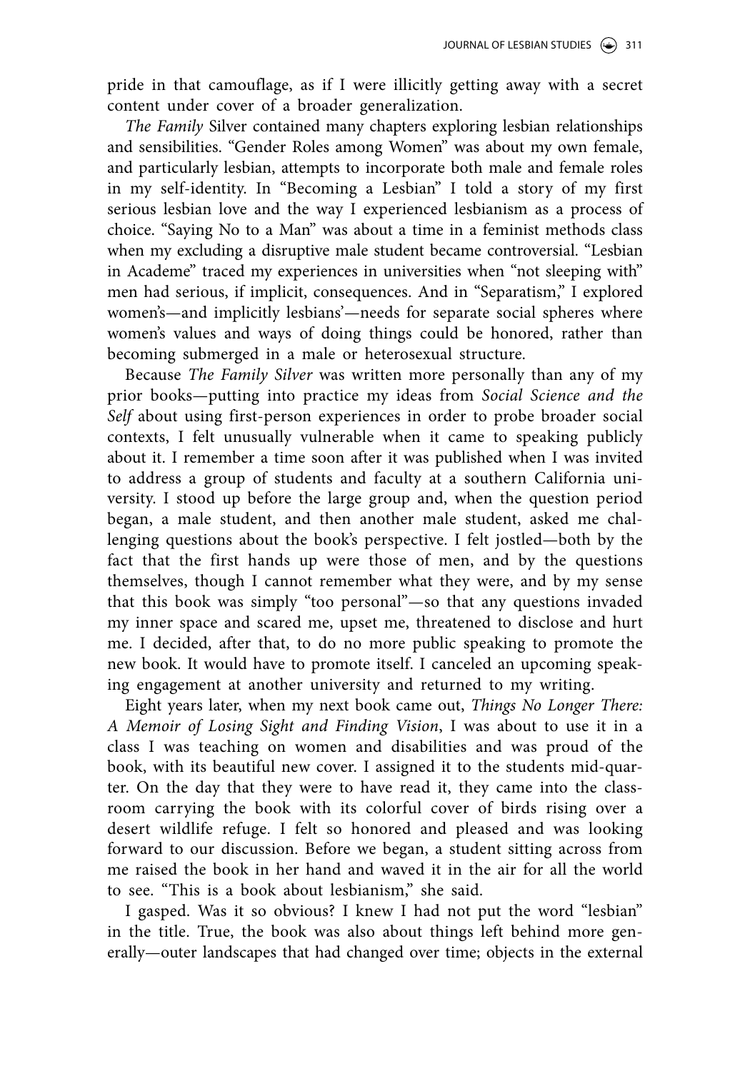pride in that camouflage, as if I were illicitly getting away with a secret content under cover of a broader generalization.

*The Family* Silver contained many chapters exploring lesbian relationships and sensibilities. "Gender Roles among Women" was about my own female, and particularly lesbian, attempts to incorporate both male and female roles in my self-identity. In "Becoming a Lesbian" I told a story of my first serious lesbian love and the way I experienced lesbianism as a process of choice. "Saying No to a Man" was about a time in a feminist methods class when my excluding a disruptive male student became controversial. "Lesbian in Academe" traced my experiences in universities when "not sleeping with" men had serious, if implicit, consequences. And in "Separatism," I explored women's—and implicitly lesbians'—needs for separate social spheres where women's values and ways of doing things could be honored, rather than becoming submerged in a male or heterosexual structure.

Because *The Family Silver* was written more personally than any of my prior books—putting into practice my ideas from *Social Science and the Self* about using first-person experiences in order to probe broader social contexts, I felt unusually vulnerable when it came to speaking publicly about it. I remember a time soon after it was published when I was invited to address a group of students and faculty at a southern California university. I stood up before the large group and, when the question period began, a male student, and then another male student, asked me challenging questions about the book's perspective. I felt jostled—both by the fact that the first hands up were those of men, and by the questions themselves, though I cannot remember what they were, and by my sense that this book was simply "too personal"—so that any questions invaded my inner space and scared me, upset me, threatened to disclose and hurt me. I decided, after that, to do no more public speaking to promote the new book. It would have to promote itself. I canceled an upcoming speaking engagement at another university and returned to my writing.

Eight years later, when my next book came out, *Things No Longer There: A Memoir of Losing Sight and Finding Vision*, I was about to use it in a class I was teaching on women and disabilities and was proud of the book, with its beautiful new cover. I assigned it to the students mid-quarter. On the day that they were to have read it, they came into the classroom carrying the book with its colorful cover of birds rising over a desert wildlife refuge. I felt so honored and pleased and was looking forward to our discussion. Before we began, a student sitting across from me raised the book in her hand and waved it in the air for all the world to see. "This is a book about lesbianism," she said.

I gasped. Was it so obvious? I knew I had not put the word "lesbian" in the title. True, the book was also about things left behind more generally—outer landscapes that had changed over time; objects in the external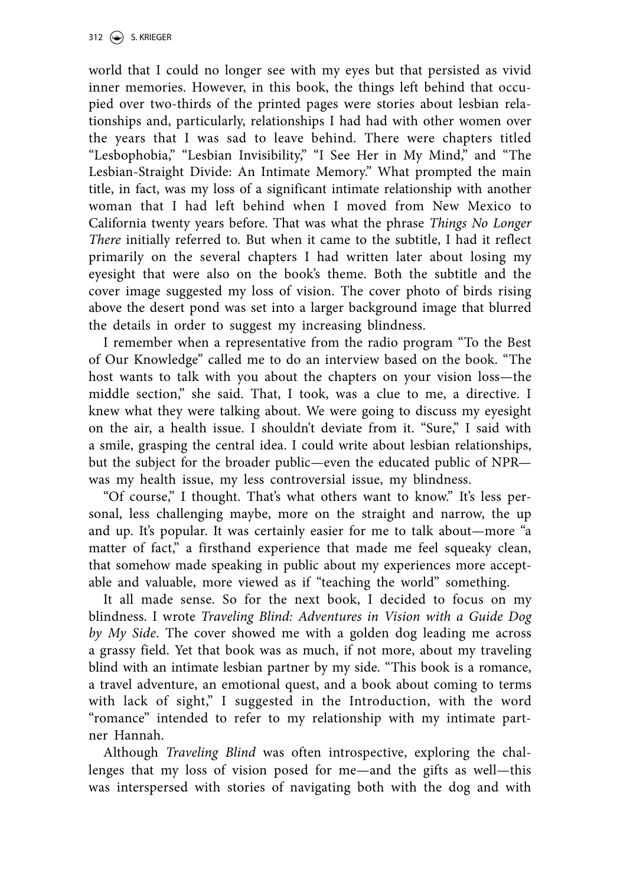world that I could no longer see with my eyes but that persisted as vivid inner memories. However, in this book, the things left behind that occupied over two-thirds of the printed pages were stories about lesbian relationships and, particularly, relationships I had had with other women over the years that I was sad to leave behind. There were chapters titled "Lesbophobia," "Lesbian Invisibility," "I See Her in My Mind," and "The Lesbian-Straight Divide: An Intimate Memory." What prompted the main title, in fact, was my loss of a significant intimate relationship with another woman that I had left behind when I moved from New Mexico to California twenty years before. That was what the phrase *Things No Longer There* initially referred to. But when it came to the subtitle, I had it reflect primarily on the several chapters I had written later about losing my eyesight that were also on the book's theme. Both the subtitle and the cover image suggested my loss of vision. The cover photo of birds rising above the desert pond was set into a larger background image that blurred the details in order to suggest my increasing blindness.

I remember when a representative from the radio program "To the Best of Our Knowledge" called me to do an interview based on the book. "The host wants to talk with you about the chapters on your vision loss—the middle section," she said. That, I took, was a clue to me, a directive. I knew what they were talking about. We were going to discuss my eyesight on the air, a health issue. I shouldn't deviate from it. "Sure," I said with a smile, grasping the central idea. I could write about lesbian relationships, but the subject for the broader public—even the educated public of NPR—was my health issue, my less controversial issue, my blindness.

"Of course," I thought. That's what others want to know." It's less personal, less challenging maybe, more on the straight and narrow, the up and up. It's popular. It was certainly easier for me to talk about—more "a matter of fact," a firsthand experience that made me feel squeaky clean, that somehow made speaking in public about my experiences more acceptable and valuable, more viewed as if "teaching the world" something.

It all made sense. So for the next book, I decided to focus on my blindness. I wrote *Traveling Blind: Adventures in Vision with a Guide Dog by My Side*. The cover showed me with a golden dog leading me across a grassy field. Yet that book was as much, if not more, about my traveling blind with an intimate lesbian partner by my side. "This book is a romance, a travel adventure, an emotional quest, and a book about coming to terms with lack of sight," I suggested in the Introduction, with the word "romance" intended to refer to my relationship with my intimate partner Hannah.

Although *Traveling Blind* was often introspective, exploring the challenges that my loss of vision posed for me—and the gifts as well—this was interspersed with stories of navigating both with the dog and with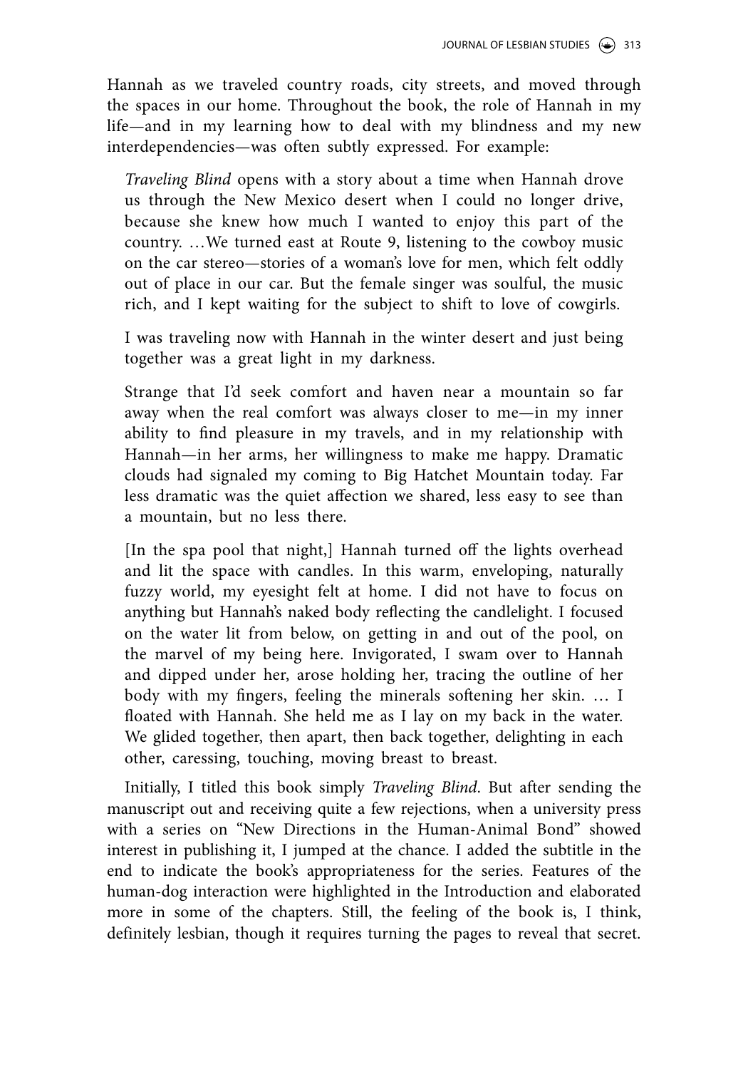Hannah as we traveled country roads, city streets, and moved through the spaces in our home. Throughout the book, the role of Hannah in my life—and in my learning how to deal with my blindness and my new interdependencies—was often subtly expressed. For example:

> *Traveling Blind* opens with a story about a time when Hannah drove us through the New Mexico desert when I could no longer drive, because she knew how much I wanted to enjoy this part of the country. …We turned east at Route 9, listening to the cowboy music on the car stereo—stories of a woman's love for men, which felt oddly out of place in our car. But the female singer was soulful, the music rich, and I kept waiting for the subject to shift to love of cowgirls.
>
> I was traveling now with Hannah in the winter desert and just being together was a great light in my darkness.
>
> Strange that I'd seek comfort and haven near a mountain so far away when the real comfort was always closer to me—in my inner ability to find pleasure in my travels, and in my relationship with Hannah—in her arms, her willingness to make me happy. Dramatic clouds had signaled my coming to Big Hatchet Mountain today. Far less dramatic was the quiet affection we shared, less easy to see than a mountain, but no less there.
>
> [In the spa pool that night,] Hannah turned off the lights overhead and lit the space with candles. In this warm, enveloping, naturally fuzzy world, my eyesight felt at home. I did not have to focus on anything but Hannah's naked body reflecting the candlelight. I focused on the water lit from below, on getting in and out of the pool, on the marvel of my being here. Invigorated, I swam over to Hannah and dipped under her, arose holding her, tracing the outline of her body with my fingers, feeling the minerals softening her skin. … I floated with Hannah. She held me as I lay on my back in the water. We glided together, then apart, then back together, delighting in each other, caressing, touching, moving breast to breast.

Initially, I titled this book simply *Traveling Blind*. But after sending the manuscript out and receiving quite a few rejections, when a university press with a series on "New Directions in the Human-Animal Bond" showed interest in publishing it, I jumped at the chance. I added the subtitle in the end to indicate the book's appropriateness for the series. Features of the human-dog interaction were highlighted in the Introduction and elaborated more in some of the chapters. Still, the feeling of the book is, I think, definitely lesbian, though it requires turning the pages to reveal that secret.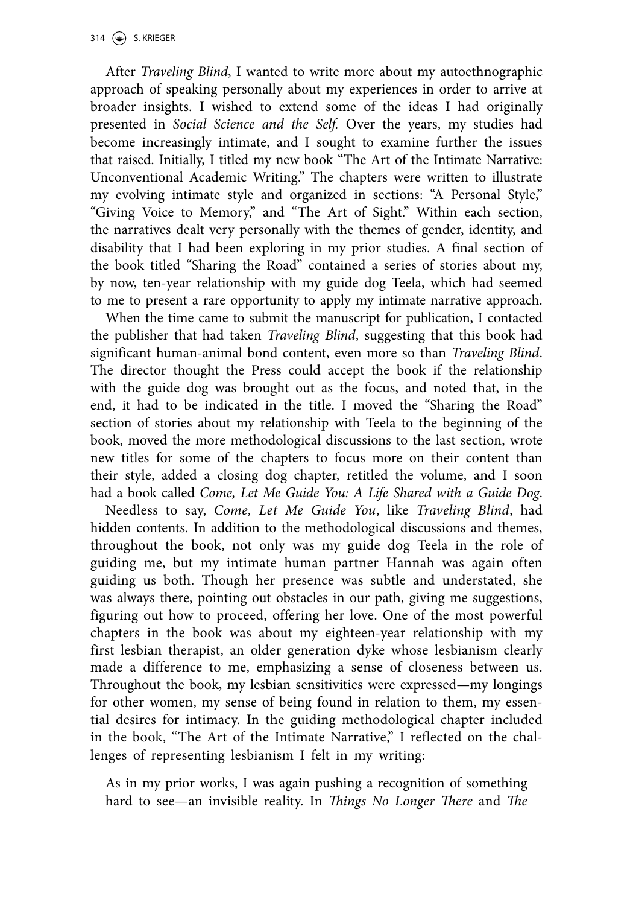After *Traveling Blind*, I wanted to write more about my autoethnographic approach of speaking personally about my experiences in order to arrive at broader insights. I wished to extend some of the ideas I had originally presented in *Social Science and the Self.* Over the years, my studies had become increasingly intimate, and I sought to examine further the issues that raised. Initially, I titled my new book "The Art of the Intimate Narrative: Unconventional Academic Writing." The chapters were written to illustrate my evolving intimate style and organized in sections: "A Personal Style," "Giving Voice to Memory," and "The Art of Sight." Within each section, the narratives dealt very personally with the themes of gender, identity, and disability that I had been exploring in my prior studies. A final section of the book titled "Sharing the Road" contained a series of stories about my, by now, ten-year relationship with my guide dog Teela, which had seemed to me to present a rare opportunity to apply my intimate narrative approach.

When the time came to submit the manuscript for publication, I contacted the publisher that had taken *Traveling Blind*, suggesting that this book had significant human-animal bond content, even more so than *Traveling Blind*. The director thought the Press could accept the book if the relationship with the guide dog was brought out as the focus, and noted that, in the end, it had to be indicated in the title. I moved the "Sharing the Road" section of stories about my relationship with Teela to the beginning of the book, moved the more methodological discussions to the last section, wrote new titles for some of the chapters to focus more on their content than their style, added a closing dog chapter, retitled the volume, and I soon had a book called *Come, Let Me Guide You: A Life Shared with a Guide Dog*.

Needless to say, *Come, Let Me Guide You*, like *Traveling Blind*, had hidden contents. In addition to the methodological discussions and themes, throughout the book, not only was my guide dog Teela in the role of guiding me, but my intimate human partner Hannah was again often guiding us both. Though her presence was subtle and understated, she was always there, pointing out obstacles in our path, giving me suggestions, figuring out how to proceed, offering her love. One of the most powerful chapters in the book was about my eighteen-year relationship with my first lesbian therapist, an older generation dyke whose lesbianism clearly made a difference to me, emphasizing a sense of closeness between us. Throughout the book, my lesbian sensitivities were expressed—my longings for other women, my sense of being found in relation to them, my essential desires for intimacy. In the guiding methodological chapter included in the book, "The Art of the Intimate Narrative," I reflected on the challenges of representing lesbianism I felt in my writing:

> As in my prior works, I was again pushing a recognition of something hard to see—an invisible reality. In *Things No Longer There* and *The*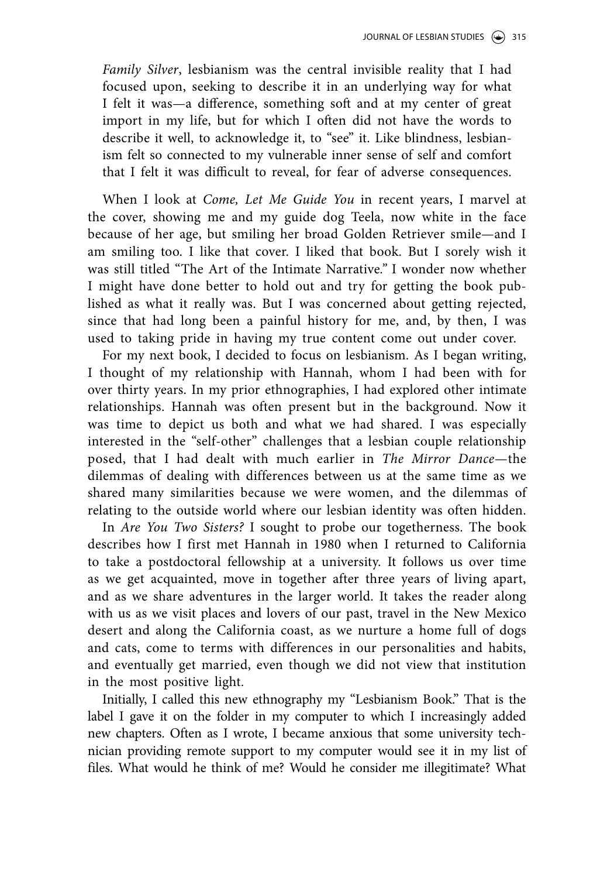*Family Silver*, lesbianism was the central invisible reality that I had focused upon, seeking to describe it in an underlying way for what I felt it was—a difference, something soft and at my center of great import in my life, but for which I often did not have the words to describe it well, to acknowledge it, to "see" it. Like blindness, lesbianism felt so connected to my vulnerable inner sense of self and comfort that I felt it was difficult to reveal, for fear of adverse consequences.

When I look at *Come, Let Me Guide You* in recent years, I marvel at the cover, showing me and my guide dog Teela, now white in the face because of her age, but smiling her broad Golden Retriever smile—and I am smiling too. I like that cover. I liked that book. But I sorely wish it was still titled "The Art of the Intimate Narrative." I wonder now whether I might have done better to hold out and try for getting the book published as what it really was. But I was concerned about getting rejected, since that had long been a painful history for me, and, by then, I was used to taking pride in having my true content come out under cover.

For my next book, I decided to focus on lesbianism. As I began writing, I thought of my relationship with Hannah, whom I had been with for over thirty years. In my prior ethnographies, I had explored other intimate relationships. Hannah was often present but in the background. Now it was time to depict us both and what we had shared. I was especially interested in the "self-other" challenges that a lesbian couple relationship posed, that I had dealt with much earlier in *The Mirror Dance*—the dilemmas of dealing with differences between us at the same time as we shared many similarities because we were women, and the dilemmas of relating to the outside world where our lesbian identity was often hidden.

In *Are You Two Sisters?* I sought to probe our togetherness. The book describes how I first met Hannah in 1980 when I returned to California to take a postdoctoral fellowship at a university. It follows us over time as we get acquainted, move in together after three years of living apart, and as we share adventures in the larger world. It takes the reader along with us as we visit places and lovers of our past, travel in the New Mexico desert and along the California coast, as we nurture a home full of dogs and cats, come to terms with differences in our personalities and habits, and eventually get married, even though we did not view that institution in the most positive light.

Initially, I called this new ethnography my "Lesbianism Book." That is the label I gave it on the folder in my computer to which I increasingly added new chapters. Often as I wrote, I became anxious that some university technician providing remote support to my computer would see it in my list of files. What would he think of me? Would he consider me illegitimate? What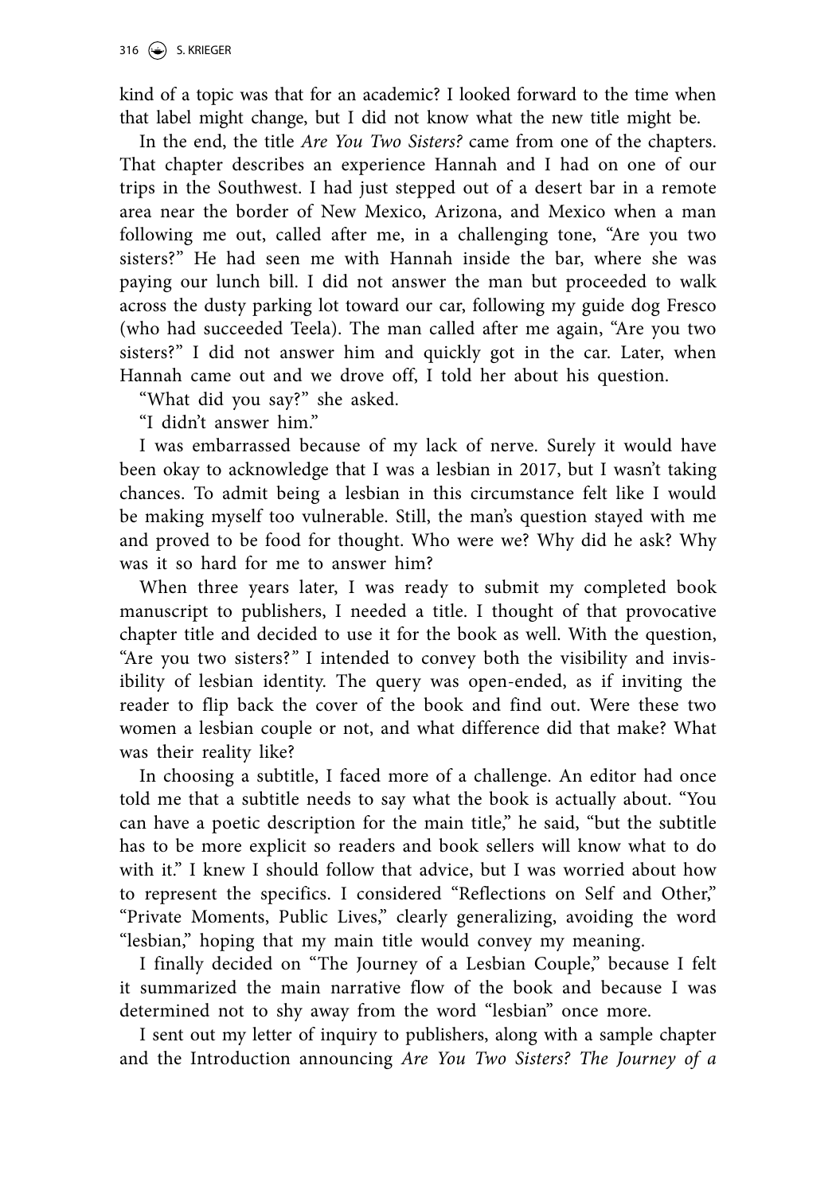kind of a topic was that for an academic? I looked forward to the time when that label might change, but I did not know what the new title might be.

In the end, the title *Are You Two Sisters?* came from one of the chapters. That chapter describes an experience Hannah and I had on one of our trips in the Southwest. I had just stepped out of a desert bar in a remote area near the border of New Mexico, Arizona, and Mexico when a man following me out, called after me, in a challenging tone, "Are you two sisters?" He had seen me with Hannah inside the bar, where she was paying our lunch bill. I did not answer the man but proceeded to walk across the dusty parking lot toward our car, following my guide dog Fresco (who had succeeded Teela). The man called after me again, "Are you two sisters?" I did not answer him and quickly got in the car. Later, when Hannah came out and we drove off, I told her about his question.

"What did you say?" she asked.

"I didn't answer him."

I was embarrassed because of my lack of nerve. Surely it would have been okay to acknowledge that I was a lesbian in 2017, but I wasn't taking chances. To admit being a lesbian in this circumstance felt like I would be making myself too vulnerable. Still, the man's question stayed with me and proved to be food for thought. Who were we? Why did he ask? Why was it so hard for me to answer him?

When three years later, I was ready to submit my completed book manuscript to publishers, I needed a title. I thought of that provocative chapter title and decided to use it for the book as well. With the question, "Are you two sisters?" I intended to convey both the visibility and invisibility of lesbian identity. The query was open-ended, as if inviting the reader to flip back the cover of the book and find out. Were these two women a lesbian couple or not, and what difference did that make? What was their reality like?

In choosing a subtitle, I faced more of a challenge. An editor had once told me that a subtitle needs to say what the book is actually about. "You can have a poetic description for the main title," he said, "but the subtitle has to be more explicit so readers and book sellers will know what to do with it." I knew I should follow that advice, but I was worried about how to represent the specifics. I considered "Reflections on Self and Other," "Private Moments, Public Lives," clearly generalizing, avoiding the word "lesbian," hoping that my main title would convey my meaning.

I finally decided on "The Journey of a Lesbian Couple," because I felt it summarized the main narrative flow of the book and because I was determined not to shy away from the word "lesbian" once more.

I sent out my letter of inquiry to publishers, along with a sample chapter and the Introduction announcing *Are You Two Sisters? The Journey of a*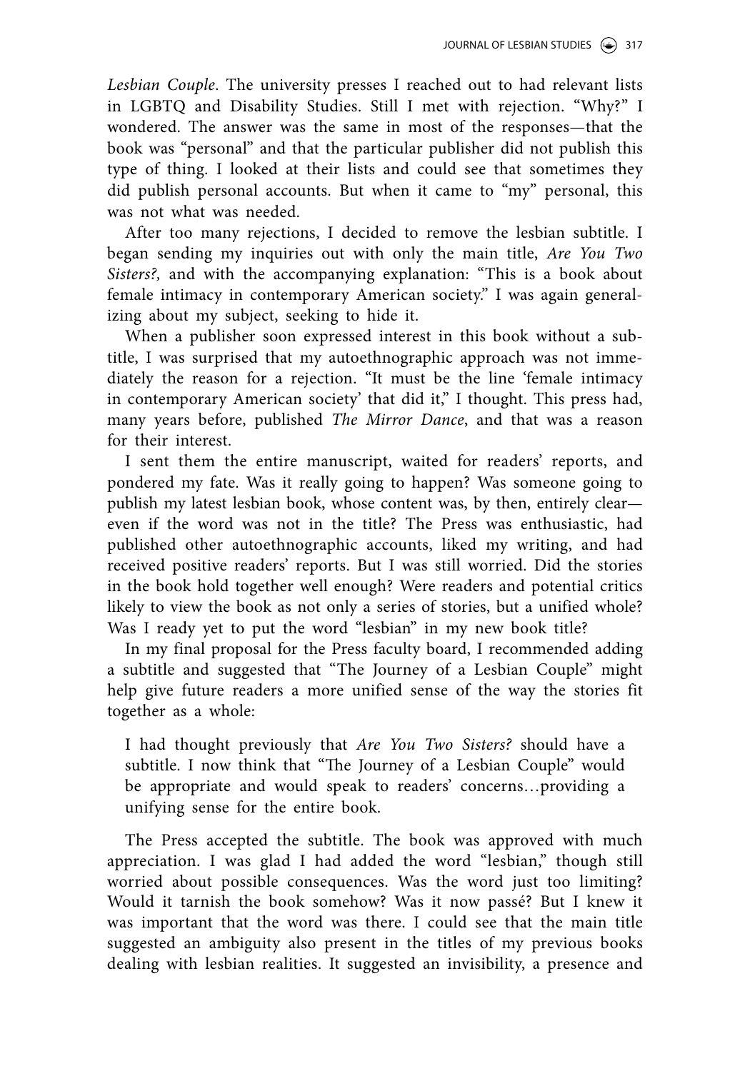*Lesbian Couple*. The university presses I reached out to had relevant lists in LGBTQ and Disability Studies. Still I met with rejection. "Why?" I wondered. The answer was the same in most of the responses—that the book was "personal" and that the particular publisher did not publish this type of thing. I looked at their lists and could see that sometimes they did publish personal accounts. But when it came to "my" personal, this was not what was needed.

After too many rejections, I decided to remove the lesbian subtitle. I began sending my inquiries out with only the main title, *Are You Two Sisters?,* and with the accompanying explanation: "This is a book about female intimacy in contemporary American society." I was again generalizing about my subject, seeking to hide it.

When a publisher soon expressed interest in this book without a subtitle, I was surprised that my autoethnographic approach was not immediately the reason for a rejection. "It must be the line 'female intimacy in contemporary American society' that did it," I thought. This press had, many years before, published *The Mirror Dance*, and that was a reason for their interest.

I sent them the entire manuscript, waited for readers' reports, and pondered my fate. Was it really going to happen? Was someone going to publish my latest lesbian book, whose content was, by then, entirely clear—even if the word was not in the title? The Press was enthusiastic, had published other autoethnographic accounts, liked my writing, and had received positive readers' reports. But I was still worried. Did the stories in the book hold together well enough? Were readers and potential critics likely to view the book as not only a series of stories, but a unified whole? Was I ready yet to put the word "lesbian" in my new book title?

In my final proposal for the Press faculty board, I recommended adding a subtitle and suggested that "The Journey of a Lesbian Couple" might help give future readers a more unified sense of the way the stories fit together as a whole:

> I had thought previously that *Are You Two Sisters?* should have a subtitle. I now think that "The Journey of a Lesbian Couple" would be appropriate and would speak to readers' concerns…providing a unifying sense for the entire book.

The Press accepted the subtitle. The book was approved with much appreciation. I was glad I had added the word "lesbian," though still worried about possible consequences. Was the word just too limiting? Would it tarnish the book somehow? Was it now passé? But I knew it was important that the word was there. I could see that the main title suggested an ambiguity also present in the titles of my previous books dealing with lesbian realities. It suggested an invisibility, a presence and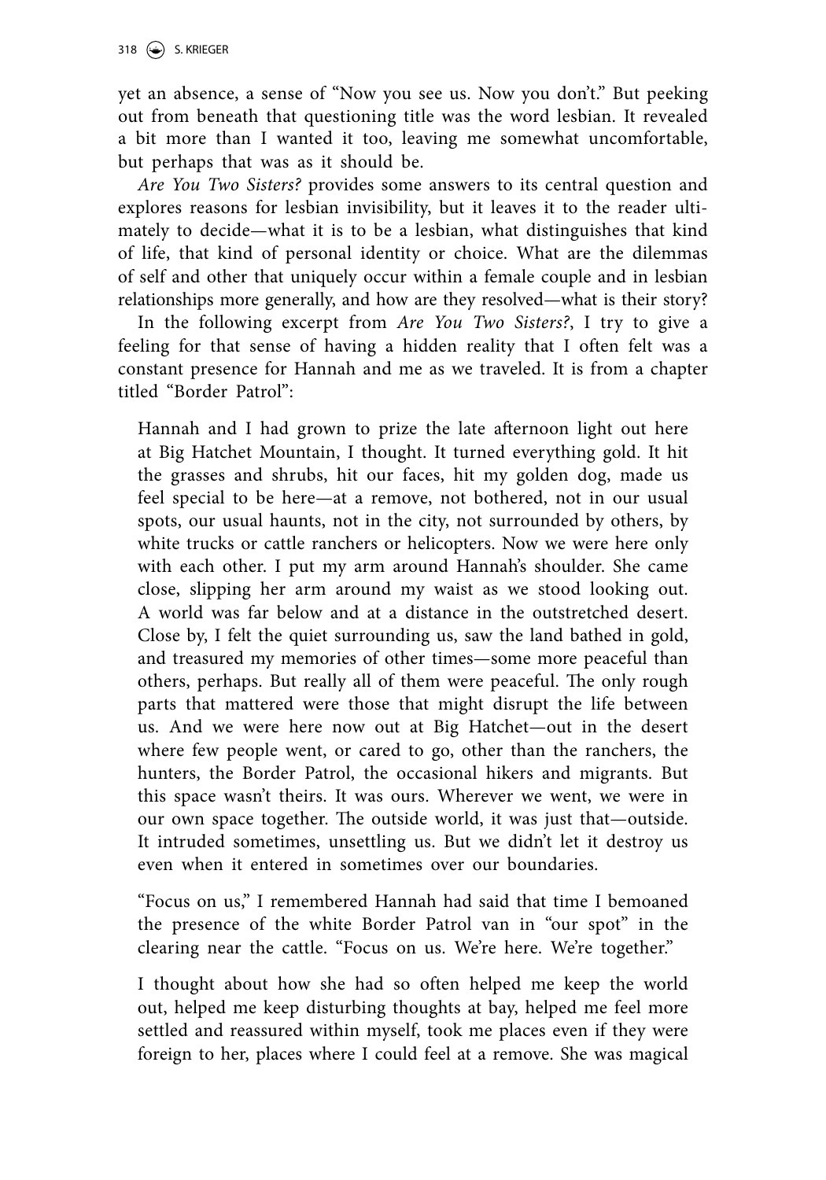yet an absence, a sense of "Now you see us. Now you don't." But peeking out from beneath that questioning title was the word lesbian. It revealed a bit more than I wanted it too, leaving me somewhat uncomfortable, but perhaps that was as it should be.

*Are You Two Sisters?* provides some answers to its central question and explores reasons for lesbian invisibility, but it leaves it to the reader ultimately to decide—what it is to be a lesbian, what distinguishes that kind of life, that kind of personal identity or choice. What are the dilemmas of self and other that uniquely occur within a female couple and in lesbian relationships more generally, and how are they resolved—what is their story?

In the following excerpt from *Are You Two Sisters?*, I try to give a feeling for that sense of having a hidden reality that I often felt was a constant presence for Hannah and me as we traveled. It is from a chapter titled "Border Patrol":

> Hannah and I had grown to prize the late afternoon light out here at Big Hatchet Mountain, I thought. It turned everything gold. It hit the grasses and shrubs, hit our faces, hit my golden dog, made us feel special to be here—at a remove, not bothered, not in our usual spots, our usual haunts, not in the city, not surrounded by others, by white trucks or cattle ranchers or helicopters. Now we were here only with each other. I put my arm around Hannah's shoulder. She came close, slipping her arm around my waist as we stood looking out. A world was far below and at a distance in the outstretched desert. Close by, I felt the quiet surrounding us, saw the land bathed in gold, and treasured my memories of other times—some more peaceful than others, perhaps. But really all of them were peaceful. The only rough parts that mattered were those that might disrupt the life between us. And we were here now out at Big Hatchet—out in the desert where few people went, or cared to go, other than the ranchers, the hunters, the Border Patrol, the occasional hikers and migrants. But this space wasn't theirs. It was ours. Wherever we went, we were in our own space together. The outside world, it was just that—outside. It intruded sometimes, unsettling us. But we didn't let it destroy us even when it entered in sometimes over our boundaries.
>
> "Focus on us," I remembered Hannah had said that time I bemoaned the presence of the white Border Patrol van in "our spot" in the clearing near the cattle. "Focus on us. We're here. We're together."
>
> I thought about how she had so often helped me keep the world out, helped me keep disturbing thoughts at bay, helped me feel more settled and reassured within myself, took me places even if they were foreign to her, places where I could feel at a remove. She was magical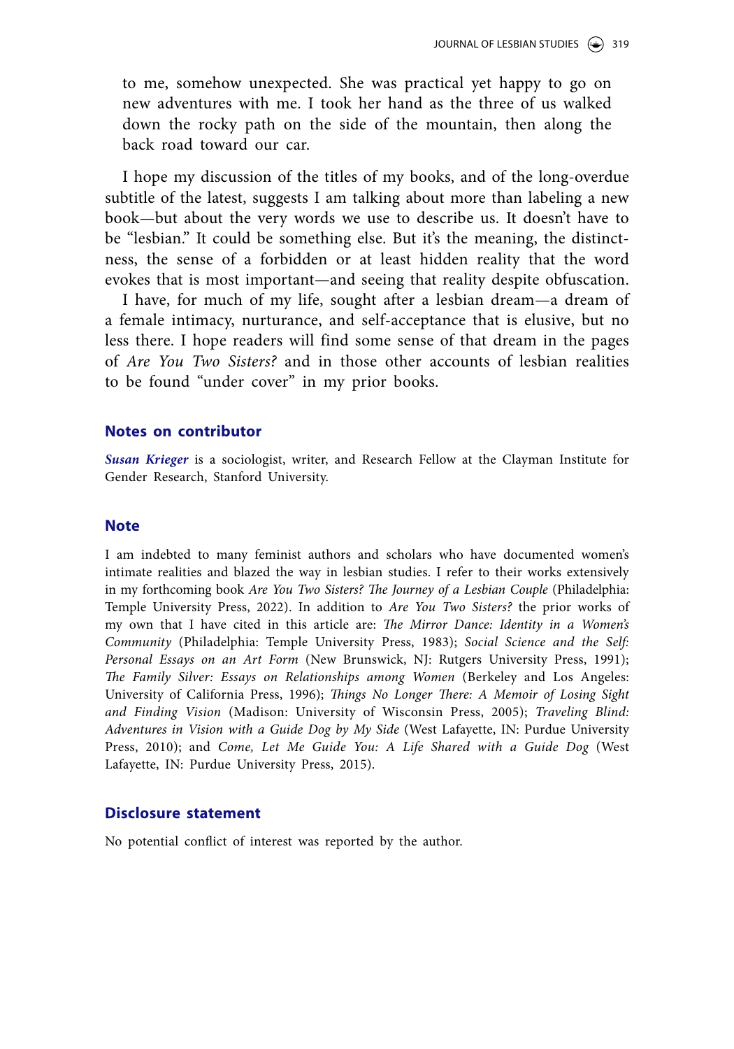to me, somehow unexpected. She was practical yet happy to go on new adventures with me. I took her hand as the three of us walked down the rocky path on the side of the mountain, then along the back road toward our car.

I hope my discussion of the titles of my books, and of the long-overdue subtitle of the latest, suggests I am talking about more than labeling a new book—but about the very words we use to describe us. It doesn't have to be "lesbian." It could be something else. But it's the meaning, the distinctness, the sense of a forbidden or at least hidden reality that the word evokes that is most important—and seeing that reality despite obfuscation.

I have, for much of my life, sought after a lesbian dream—a dream of a female intimacy, nurturance, and self-acceptance that is elusive, but no less there. I hope readers will find some sense of that dream in the pages of *Are You Two Sisters?* and in those other accounts of lesbian realities to be found "under cover" in my prior books.

## Notes on contributor

***Susan Krieger*** is a sociologist, writer, and Research Fellow at the Clayman Institute for Gender Research, Stanford University.

## Note

I am indebted to many feminist authors and scholars who have documented women's intimate realities and blazed the way in lesbian studies. I refer to their works extensively in my forthcoming book *Are You Two Sisters? The Journey of a Lesbian Couple* (Philadelphia: Temple University Press, 2022). In addition to *Are You Two Sisters?* the prior works of my own that I have cited in this article are: *The Mirror Dance: Identity in a Women's Community* (Philadelphia: Temple University Press, 1983); *Social Science and the Self: Personal Essays on an Art Form* (New Brunswick, NJ: Rutgers University Press, 1991); *The Family Silver: Essays on Relationships among Women* (Berkeley and Los Angeles: University of California Press, 1996); *Things No Longer There: A Memoir of Losing Sight and Finding Vision* (Madison: University of Wisconsin Press, 2005); *Traveling Blind: Adventures in Vision with a Guide Dog by My Side* (West Lafayette, IN: Purdue University Press, 2010); and *Come, Let Me Guide You: A Life Shared with a Guide Dog* (West Lafayette, IN: Purdue University Press, 2015).

## Disclosure statement

No potential conflict of interest was reported by the author.